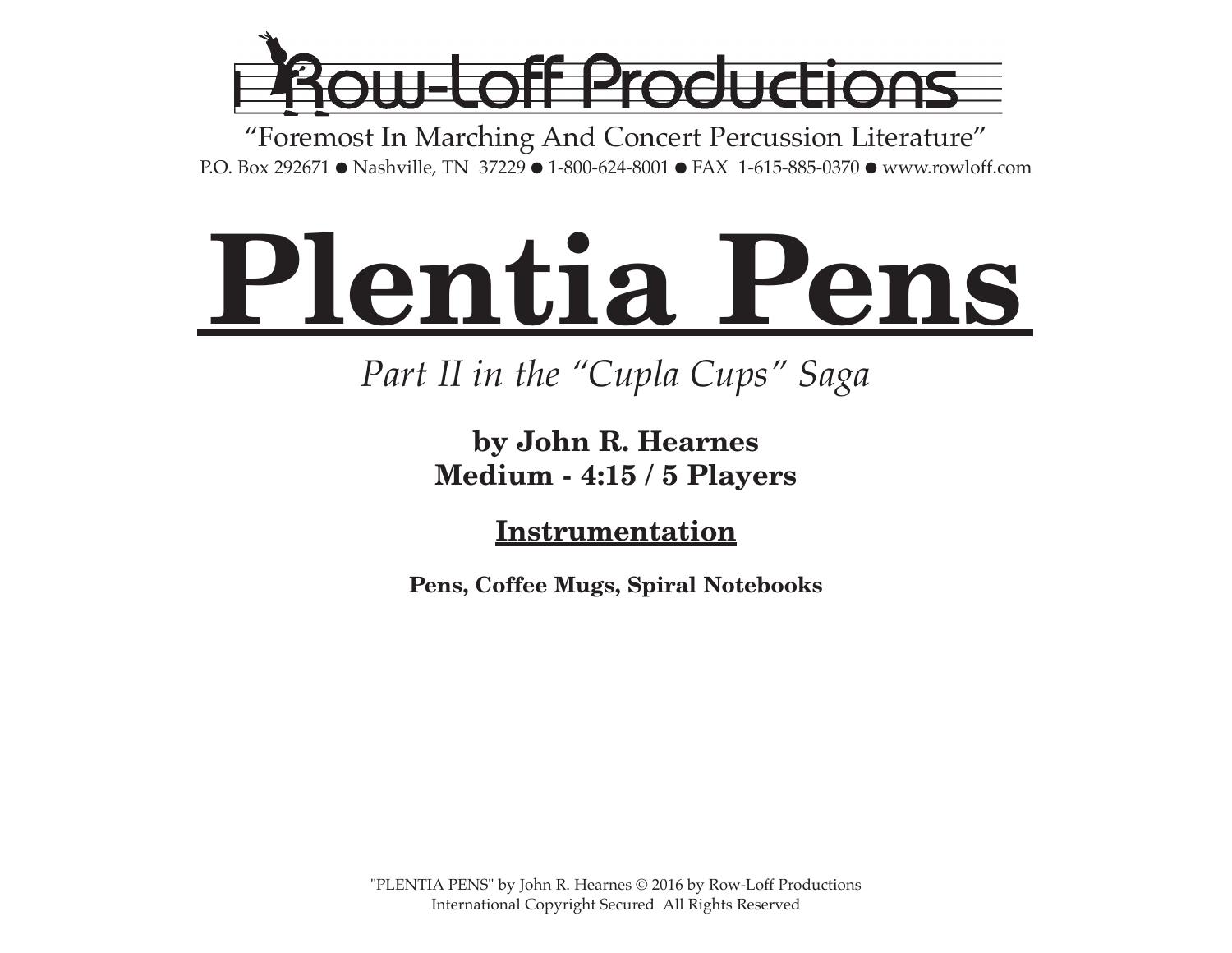Row-Loff Productions

"Foremost In Marching And Concert Percussion Literature"

P.O. Box 292671 ● Nashville, TN 37229 ● 1-800-624-8001 ● FAX 1-615-885-0370 ● www.rowloff.com

# Plentia Pens

*Part II in the "Cupla Cups" Saga*

**by John R. Hearnes**
**Medium - 4:15 / 5 Players**

## Instrumentation

**Pens, Coffee Mugs, Spiral Notebooks**

"PLENTIA PENS" by John R. Hearnes © 2016 by Row-Loff Productions
International Copyright Secured All Rights Reserved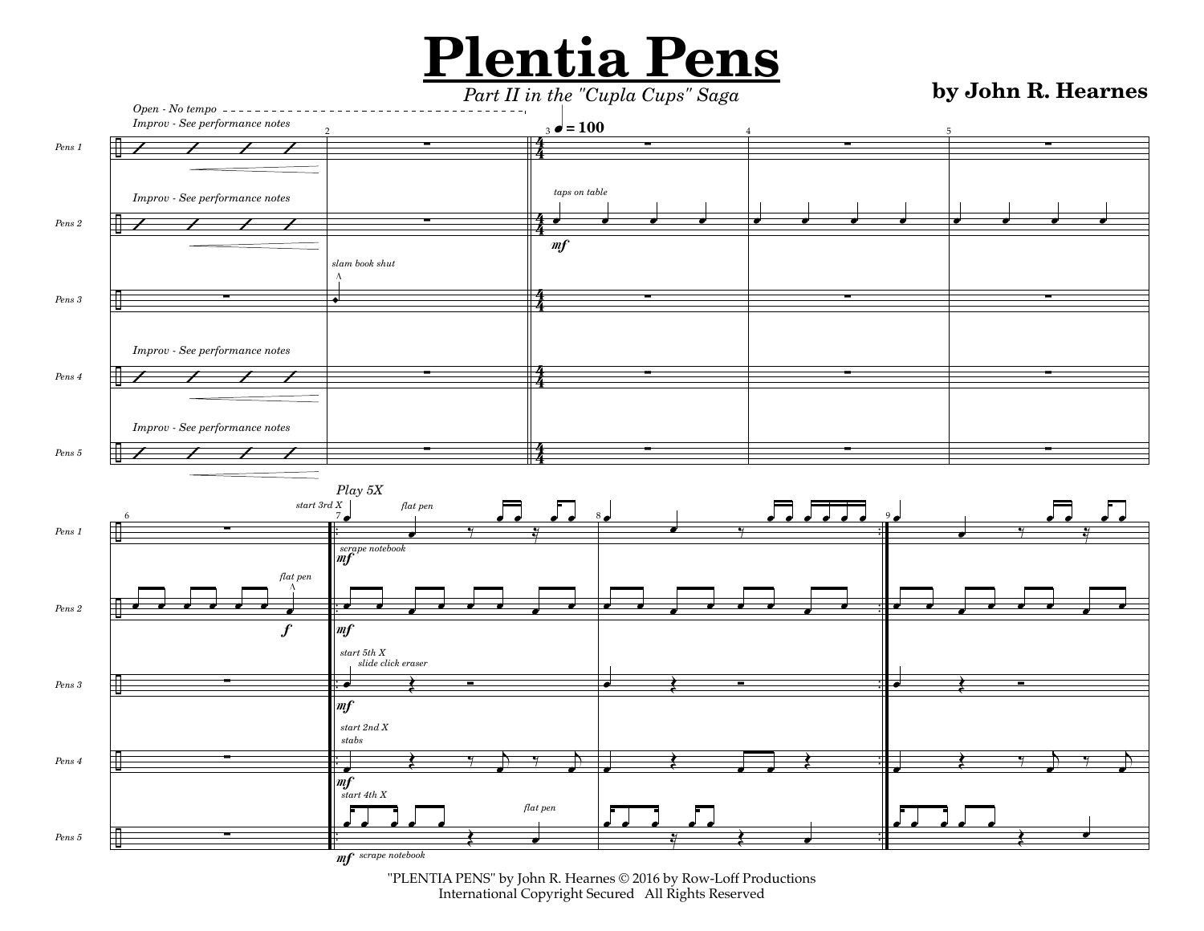# Plentia Pens

*Part II in the "Cupla Cups" Saga*

**by John R. Hearnes**

"PLENTIA PENS" by John R. Hearnes © 2016 by Row-Loff Productions
International Copyright Secured All Rights Reserved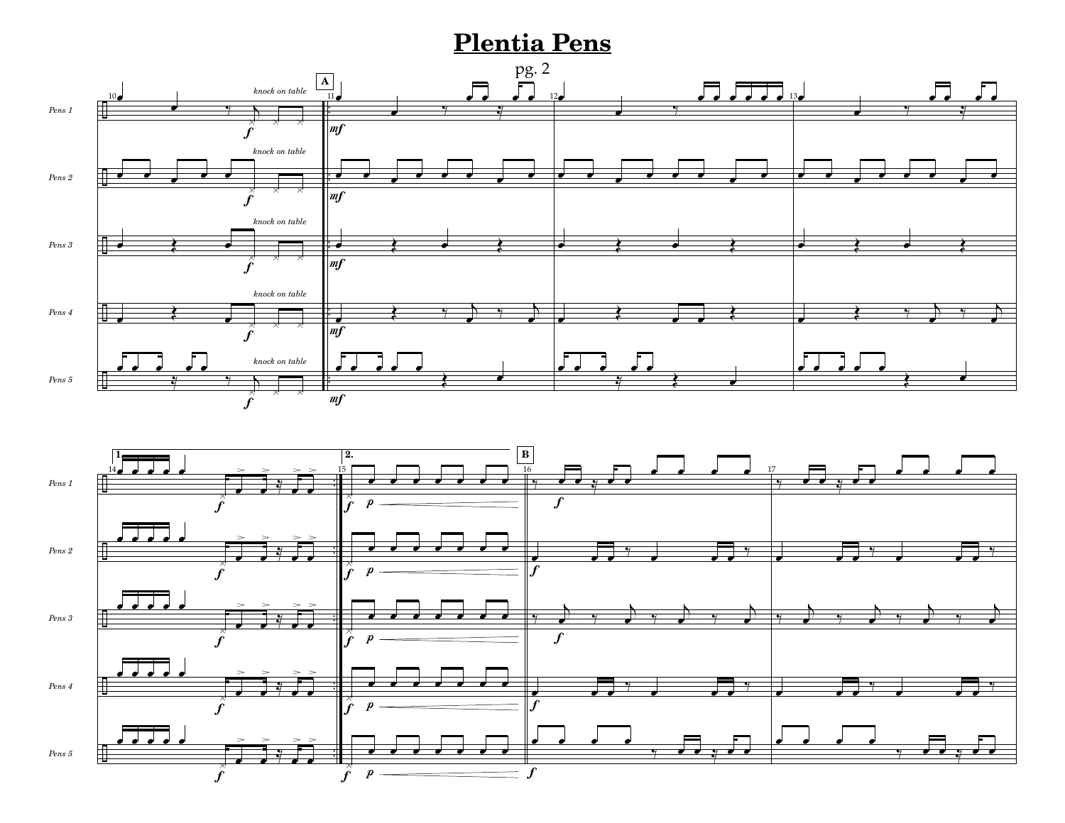# Plentia Pens

pg. 2